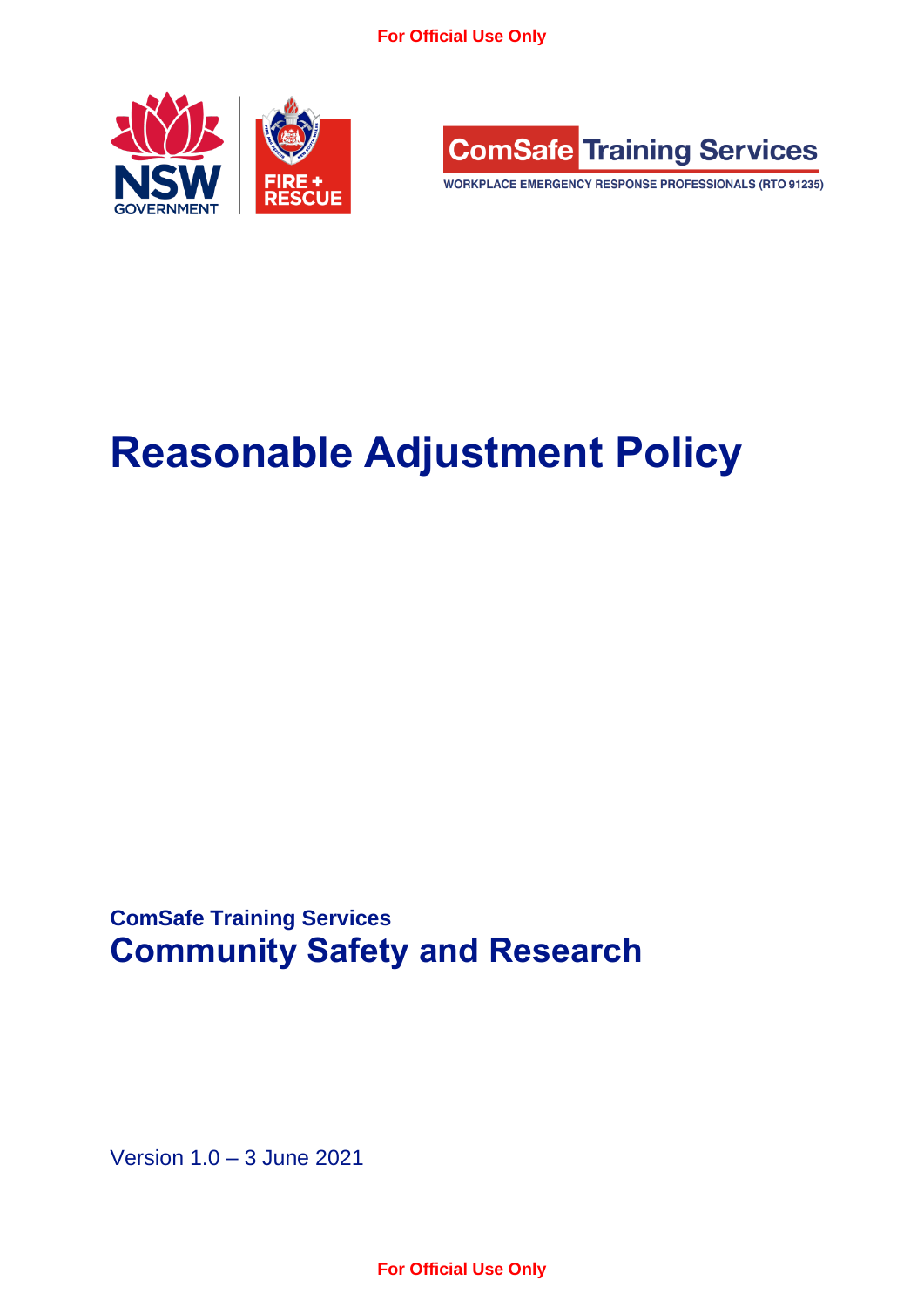For Official Use Only

ComSafe Training Services

WORKPLACE EMERGENCY RESPONSE PROFESSIONALS (RTO 91235)

# Reasonable Adjustment Policy

**ComSafe Training Services**

## Community Safety and Research

Version 1.0 – 3 June 2021

For Official Use Only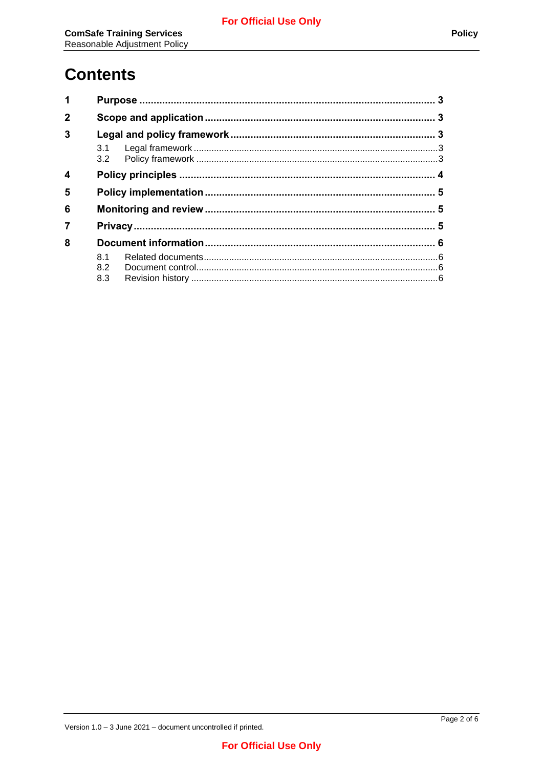# Contents

| | | |
|---|---|---|
| **1** | **Purpose** | **3** |
| **2** | **Scope and application** | **3** |
| **3** | **Legal and policy framework** | **3** |
| | 3.1 Legal framework | 3 |
| | 3.2 Policy framework | 3 |
| **4** | **Policy principles** | **4** |
| **5** | **Policy implementation** | **5** |
| **6** | **Monitoring and review** | **5** |
| **7** | **Privacy** | **5** |
| **8** | **Document information** | **6** |
| | 8.1 Related documents | 6 |
| | 8.2 Document control | 6 |
| | 8.3 Revision history | 6 |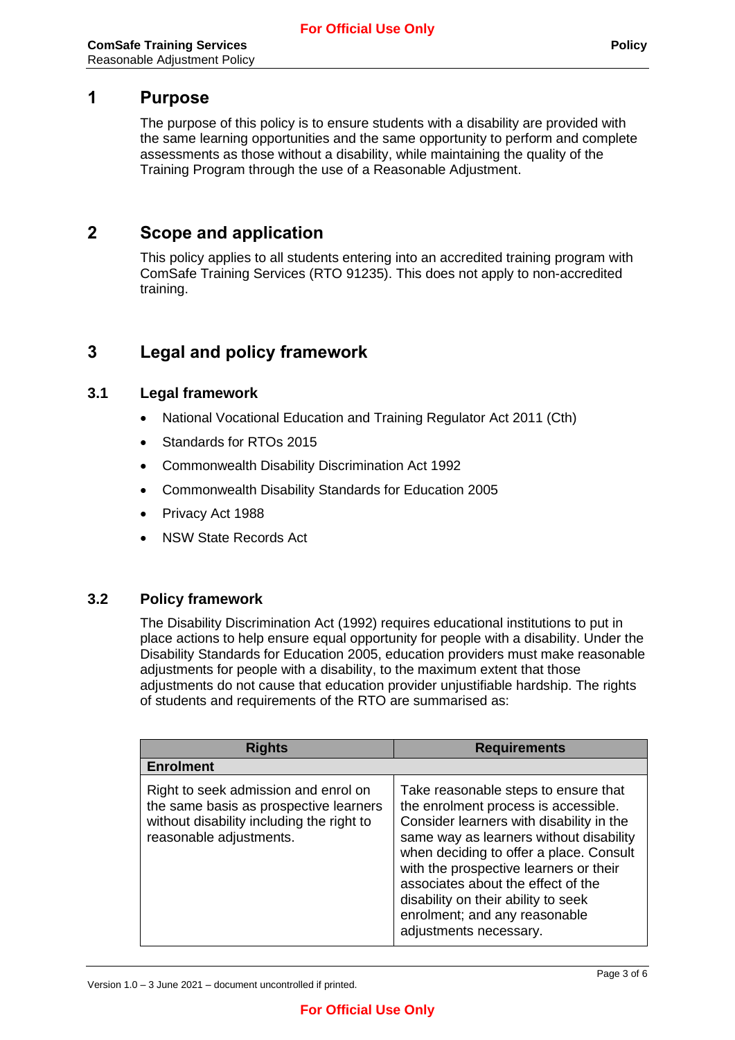# 1 Purpose

The purpose of this policy is to ensure students with a disability are provided with the same learning opportunities and the same opportunity to perform and complete assessments as those without a disability, while maintaining the quality of the Training Program through the use of a Reasonable Adjustment.

# 2 Scope and application

This policy applies to all students entering into an accredited training program with ComSafe Training Services (RTO 91235). This does not apply to non-accredited training.

# 3 Legal and policy framework

## 3.1 Legal framework

- National Vocational Education and Training Regulator Act 2011 (Cth)
- Standards for RTOs 2015
- Commonwealth Disability Discrimination Act 1992
- Commonwealth Disability Standards for Education 2005
- Privacy Act 1988
- NSW State Records Act

## 3.2 Policy framework

The Disability Discrimination Act (1992) requires educational institutions to put in place actions to help ensure equal opportunity for people with a disability. Under the Disability Standards for Education 2005, education providers must make reasonable adjustments for people with a disability, to the maximum extent that those adjustments do not cause that education provider unjustifiable hardship. The rights of students and requirements of the RTO are summarised as:

| Rights | Requirements |
|---|---|
| **Enrolment** | |
| Right to seek admission and enrol on the same basis as prospective learners without disability including the right to reasonable adjustments. | Take reasonable steps to ensure that the enrolment process is accessible. Consider learners with disability in the same way as learners without disability when deciding to offer a place. Consult with the prospective learners or their associates about the effect of the disability on their ability to seek enrolment; and any reasonable adjustments necessary. |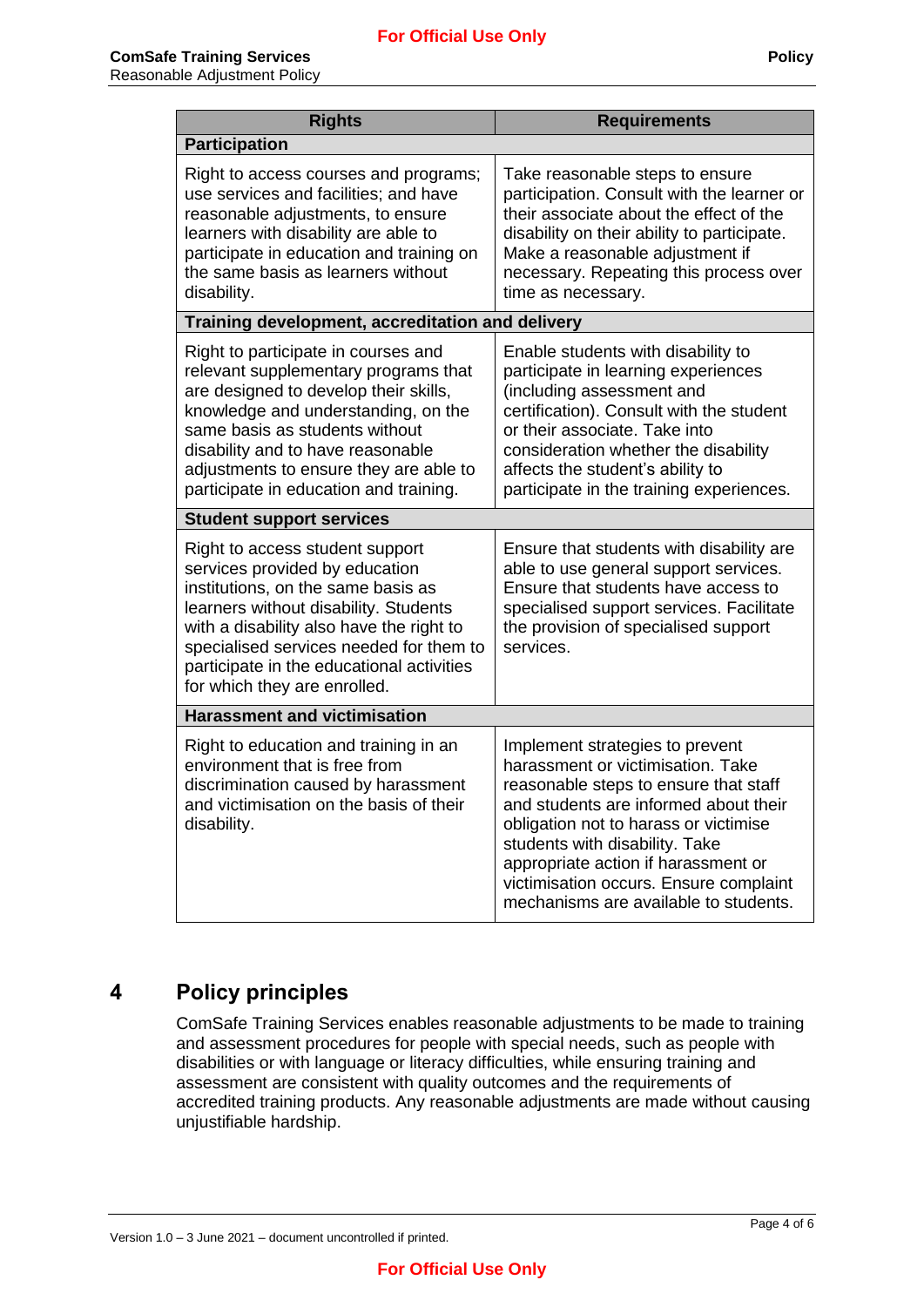| Rights | Requirements |
|---|---|
| **Participation** | |
| Right to access courses and programs; use services and facilities; and have reasonable adjustments, to ensure learners with disability are able to participate in education and training on the same basis as learners without disability. | Take reasonable steps to ensure participation. Consult with the learner or their associate about the effect of the disability on their ability to participate. Make a reasonable adjustment if necessary. Repeating this process over time as necessary. |
| **Training development, accreditation and delivery** | |
| Right to participate in courses and relevant supplementary programs that are designed to develop their skills, knowledge and understanding, on the same basis as students without disability and to have reasonable adjustments to ensure they are able to participate in education and training. | Enable students with disability to participate in learning experiences (including assessment and certification). Consult with the student or their associate. Take into consideration whether the disability affects the student's ability to participate in the training experiences. |
| **Student support services** | |
| Right to access student support services provided by education institutions, on the same basis as learners without disability. Students with a disability also have the right to specialised services needed for them to participate in the educational activities for which they are enrolled. | Ensure that students with disability are able to use general support services. Ensure that students have access to specialised support services. Facilitate the provision of specialised support services. |
| **Harassment and victimisation** | |
| Right to education and training in an environment that is free from discrimination caused by harassment and victimisation on the basis of their disability. | Implement strategies to prevent harassment or victimisation. Take reasonable steps to ensure that staff and students are informed about their obligation not to harass or victimise students with disability. Take appropriate action if harassment or victimisation occurs. Ensure complaint mechanisms are available to students. |

## 4 Policy principles

ComSafe Training Services enables reasonable adjustments to be made to training and assessment procedures for people with special needs, such as people with disabilities or with language or literacy difficulties, while ensuring training and assessment are consistent with quality outcomes and the requirements of accredited training products. Any reasonable adjustments are made without causing unjustifiable hardship.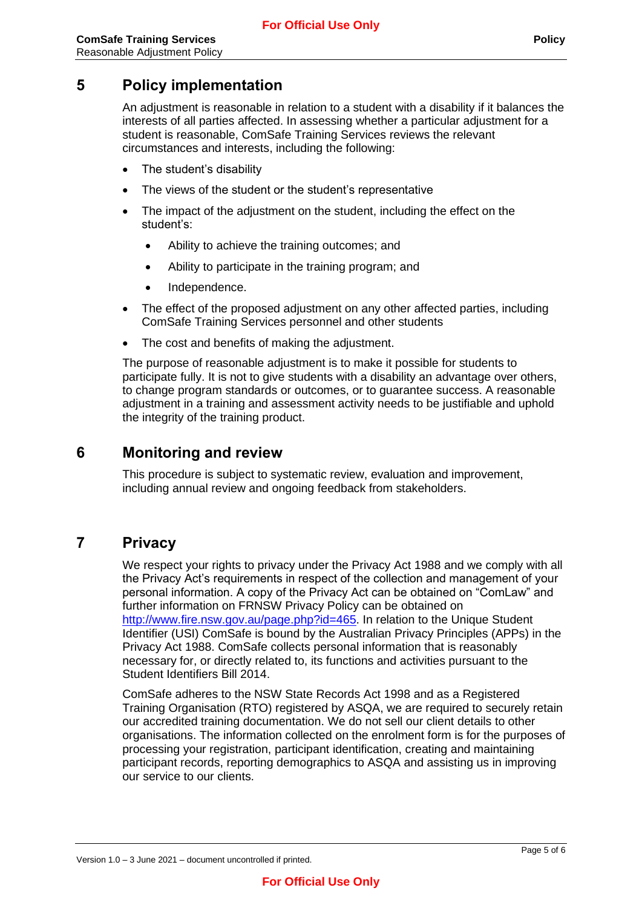## 5 Policy implementation

An adjustment is reasonable in relation to a student with a disability if it balances the interests of all parties affected. In assessing whether a particular adjustment for a student is reasonable, ComSafe Training Services reviews the relevant circumstances and interests, including the following:

- The student's disability
- The views of the student or the student's representative
- The impact of the adjustment on the student, including the effect on the student's:
  - Ability to achieve the training outcomes; and
  - Ability to participate in the training program; and
  - Independence.
- The effect of the proposed adjustment on any other affected parties, including ComSafe Training Services personnel and other students
- The cost and benefits of making the adjustment.

The purpose of reasonable adjustment is to make it possible for students to participate fully. It is not to give students with a disability an advantage over others, to change program standards or outcomes, or to guarantee success. A reasonable adjustment in a training and assessment activity needs to be justifiable and uphold the integrity of the training product.

## 6 Monitoring and review

This procedure is subject to systematic review, evaluation and improvement, including annual review and ongoing feedback from stakeholders.

## 7 Privacy

We respect your rights to privacy under the Privacy Act 1988 and we comply with all the Privacy Act's requirements in respect of the collection and management of your personal information. A copy of the Privacy Act can be obtained on "ComLaw" and further information on FRNSW Privacy Policy can be obtained on http://www.fire.nsw.gov.au/page.php?id=465. In relation to the Unique Student Identifier (USI) ComSafe is bound by the Australian Privacy Principles (APPs) in the Privacy Act 1988. ComSafe collects personal information that is reasonably necessary for, or directly related to, its functions and activities pursuant to the Student Identifiers Bill 2014.

ComSafe adheres to the NSW State Records Act 1998 and as a Registered Training Organisation (RTO) registered by ASQA, we are required to securely retain our accredited training documentation. We do not sell our client details to other organisations. The information collected on the enrolment form is for the purposes of processing your registration, participant identification, creating and maintaining participant records, reporting demographics to ASQA and assisting us in improving our service to our clients.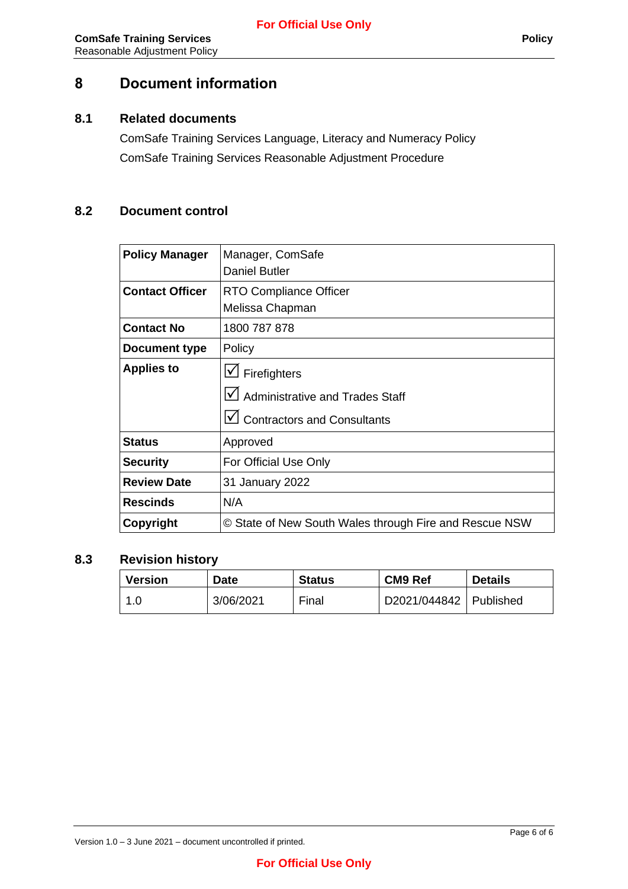# 8 Document information

## 8.1 Related documents

ComSafe Training Services Language, Literacy and Numeracy Policy

ComSafe Training Services Reasonable Adjustment Procedure

## 8.2 Document control

| | |
|---|---|
| **Policy Manager** | Manager, ComSafe<br>Daniel Butler |
| **Contact Officer** | RTO Compliance Officer<br>Melissa Chapman |
| **Contact No** | 1800 787 878 |
| **Document type** | Policy |
| **Applies to** | ☑ Firefighters<br>☑ Administrative and Trades Staff<br>☑ Contractors and Consultants |
| **Status** | Approved |
| **Security** | For Official Use Only |
| **Review Date** | 31 January 2022 |
| **Rescinds** | N/A |
| **Copyright** | © State of New South Wales through Fire and Rescue NSW |

## 8.3 Revision history

| Version | Date | Status | CM9 Ref | Details |
|---|---|---|---|---|
| 1.0 | 3/06/2021 | Final | D2021/044842 | Published |